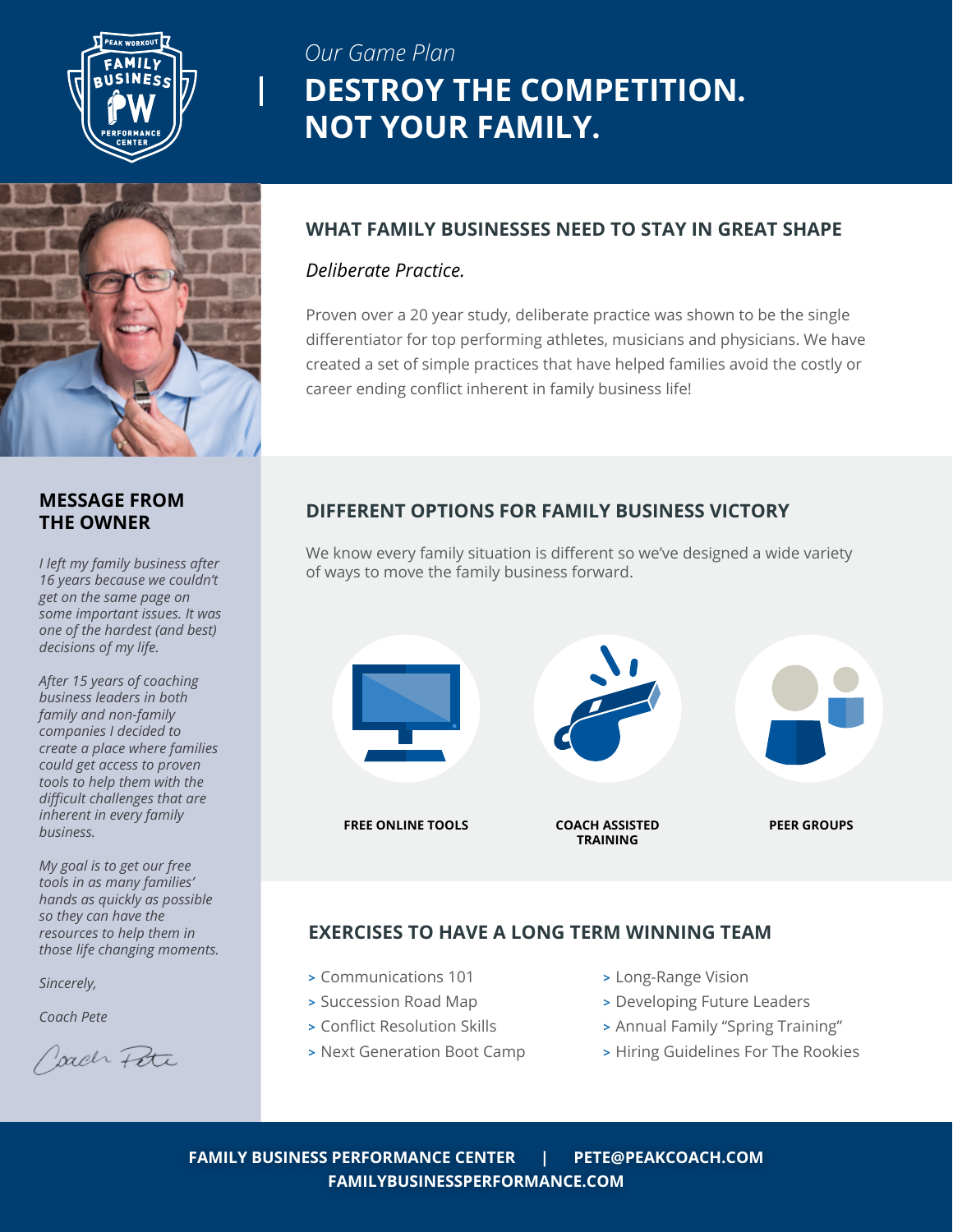*Our Game Plan*

# DESTROY THE COMPETITION. NOT YOUR FAMILY.

## WHAT FAMILY BUSINESSES NEED TO STAY IN GREAT SHAPE

*Deliberate Practice.*

Proven over a 20 year study, deliberate practice was shown to be the single differentiator for top performing athletes, musicians and physicians. We have created a set of simple practices that have helped families avoid the costly or career ending conflict inherent in family business life!

## MESSAGE FROM THE OWNER

*I left my family business after 16 years because we couldn't get on the same page on some important issues. It was one of the hardest (and best) decisions of my life.*

*After 15 years of coaching business leaders in both family and non-family companies I decided to create a place where families could get access to proven tools to help them with the difficult challenges that are inherent in every family business.*

*My goal is to get our free tools in as many families' hands as quickly as possible so they can have the resources to help them in those life changing moments.*

*Sincerely,*

*Coach Pete*

## DIFFERENT OPTIONS FOR FAMILY BUSINESS VICTORY

We know every family situation is different so we've designed a wide variety of ways to move the family business forward.

- **FREE ONLINE TOOLS**
- **COACH ASSISTED TRAINING**
- **PEER GROUPS**

## EXERCISES TO HAVE A LONG TERM WINNING TEAM

- Communications 101
- Succession Road Map
- Conflict Resolution Skills
- Next Generation Boot Camp
- Long-Range Vision
- Developing Future Leaders
- Annual Family "Spring Training"
- Hiring Guidelines For The Rookies

**FAMILY BUSINESS PERFORMANCE CENTER | PETE@PEAKCOACH.COM**
**FAMILYBUSINESSPERFORMANCE.COM**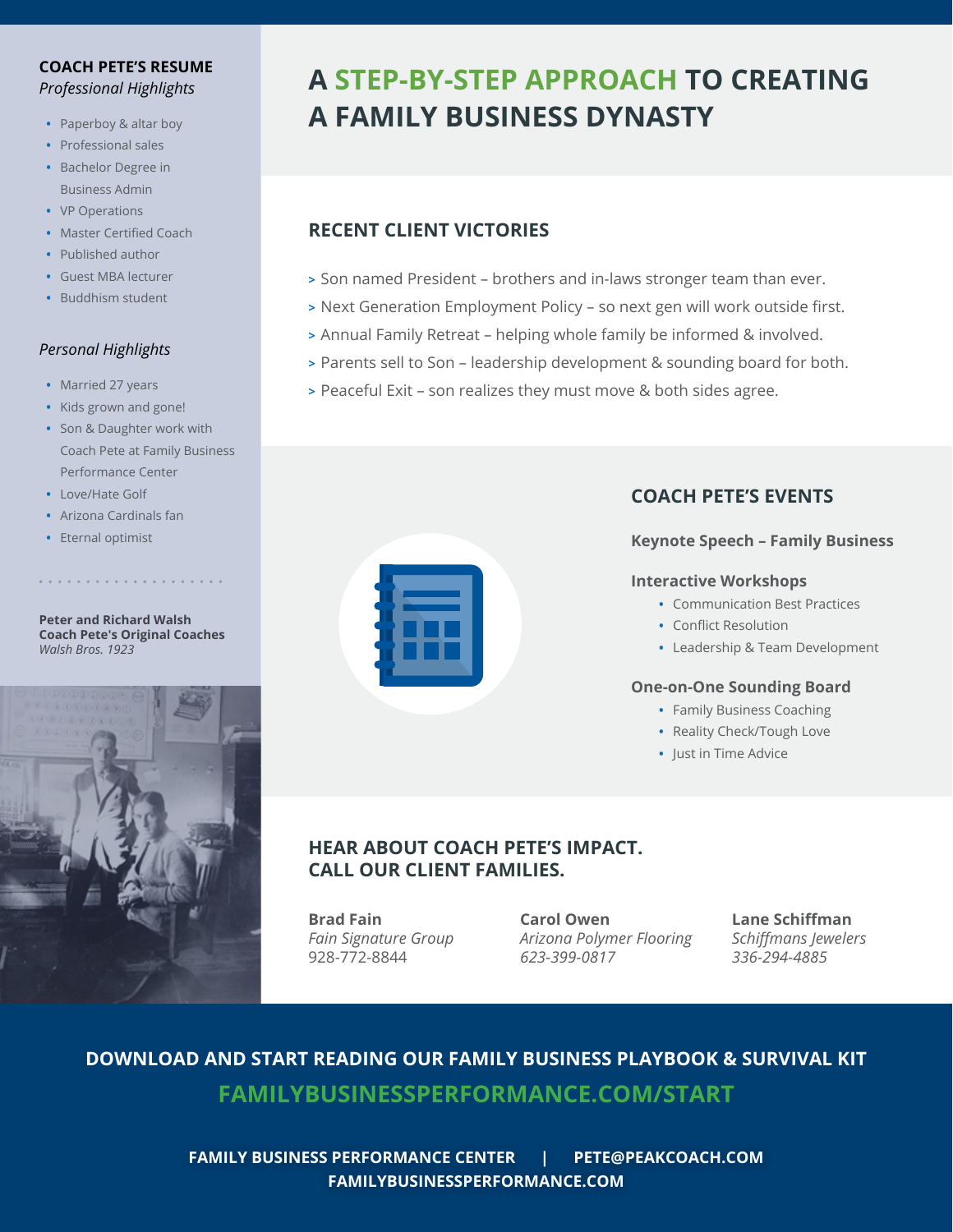# A STEP-BY-STEP APPROACH TO CREATING A FAMILY BUSINESS DYNASTY

## COACH PETE'S RESUME

*Professional Highlights*

- Paperboy & altar boy
- Professional sales
- Bachelor Degree in Business Admin
- VP Operations
- Master Certified Coach
- Published author
- Guest MBA lecturer
- Buddhism student

*Personal Highlights*

- Married 27 years
- Kids grown and gone!
- Son & Daughter work with Coach Pete at Family Business Performance Center
- Love/Hate Golf
- Arizona Cardinals fan
- Eternal optimist

**Peter and Richard Walsh**
**Coach Pete's Original Coaches**
*Walsh Bros. 1923*

## RECENT CLIENT VICTORIES

- > Son named President – brothers and in-laws stronger team than ever.
- > Next Generation Employment Policy – so next gen will work outside first.
- > Annual Family Retreat – helping whole family be informed & involved.
- > Parents sell to Son – leadership development & sounding board for both.
- > Peaceful Exit – son realizes they must move & both sides agree.

## COACH PETE'S EVENTS

**Keynote Speech – Family Business**

**Interactive Workshops**

- Communication Best Practices
- Conflict Resolution
- Leadership & Team Development

**One-on-One Sounding Board**

- Family Business Coaching
- Reality Check/Tough Love
- Just in Time Advice

## HEAR ABOUT COACH PETE'S IMPACT. CALL OUR CLIENT FAMILIES.

**Brad Fain**
*Fain Signature Group*
928-772-8844

**Carol Owen**
*Arizona Polymer Flooring*
*623-399-0817*

**Lane Schiffman**
*Schiffmans Jewelers*
*336-294-4885*

**DOWNLOAD AND START READING OUR FAMILY BUSINESS PLAYBOOK & SURVIVAL KIT**

**FAMILYBUSINESSPERFORMANCE.COM/START**

**FAMILY BUSINESS PERFORMANCE CENTER | PETE@PEAKCOACH.COM**
**FAMILYBUSINESSPERFORMANCE.COM**